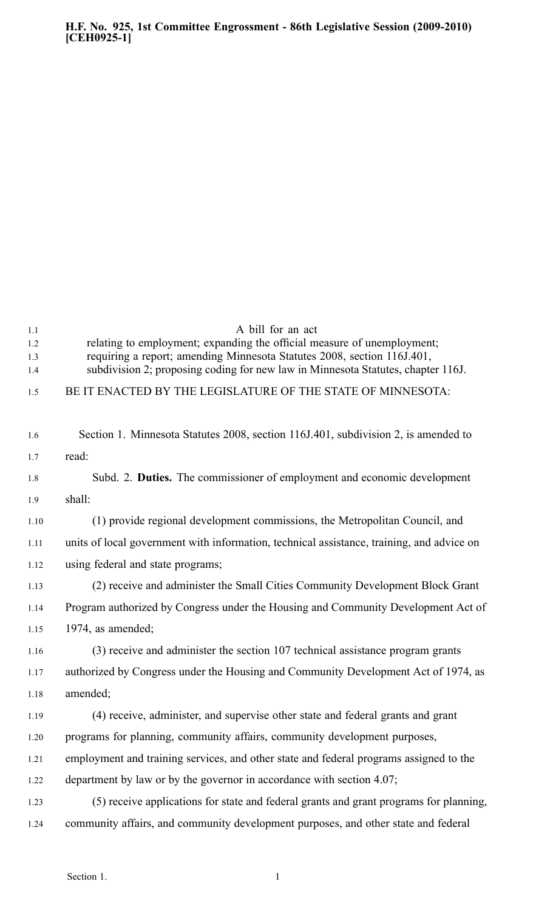**H.F. No. 925, 1st Committee Engrossment - 86th Legislative Session (2009-2010) [CEH0925-1]**

A bill for an act
relating to employment; expanding the official measure of unemployment; requiring a report; amending Minnesota Statutes 2008, section 116J.401, subdivision 2; proposing coding for new law in Minnesota Statutes, chapter 116J.

BE IT ENACTED BY THE LEGISLATURE OF THE STATE OF MINNESOTA:

Section 1. Minnesota Statutes 2008, section 116J.401, subdivision 2, is amended to read:

Subd. 2. **Duties.** The commissioner of employment and economic development shall:

(1) provide regional development commissions, the Metropolitan Council, and units of local government with information, technical assistance, training, and advice on using federal and state programs;

(2) receive and administer the Small Cities Community Development Block Grant Program authorized by Congress under the Housing and Community Development Act of 1974, as amended;

(3) receive and administer the section 107 technical assistance program grants authorized by Congress under the Housing and Community Development Act of 1974, as amended;

(4) receive, administer, and supervise other state and federal grants and grant programs for planning, community affairs, community development purposes, employment and training services, and other state and federal programs assigned to the department by law or by the governor in accordance with section 4.07;

(5) receive applications for state and federal grants and grant programs for planning, community affairs, and community development purposes, and other state and federal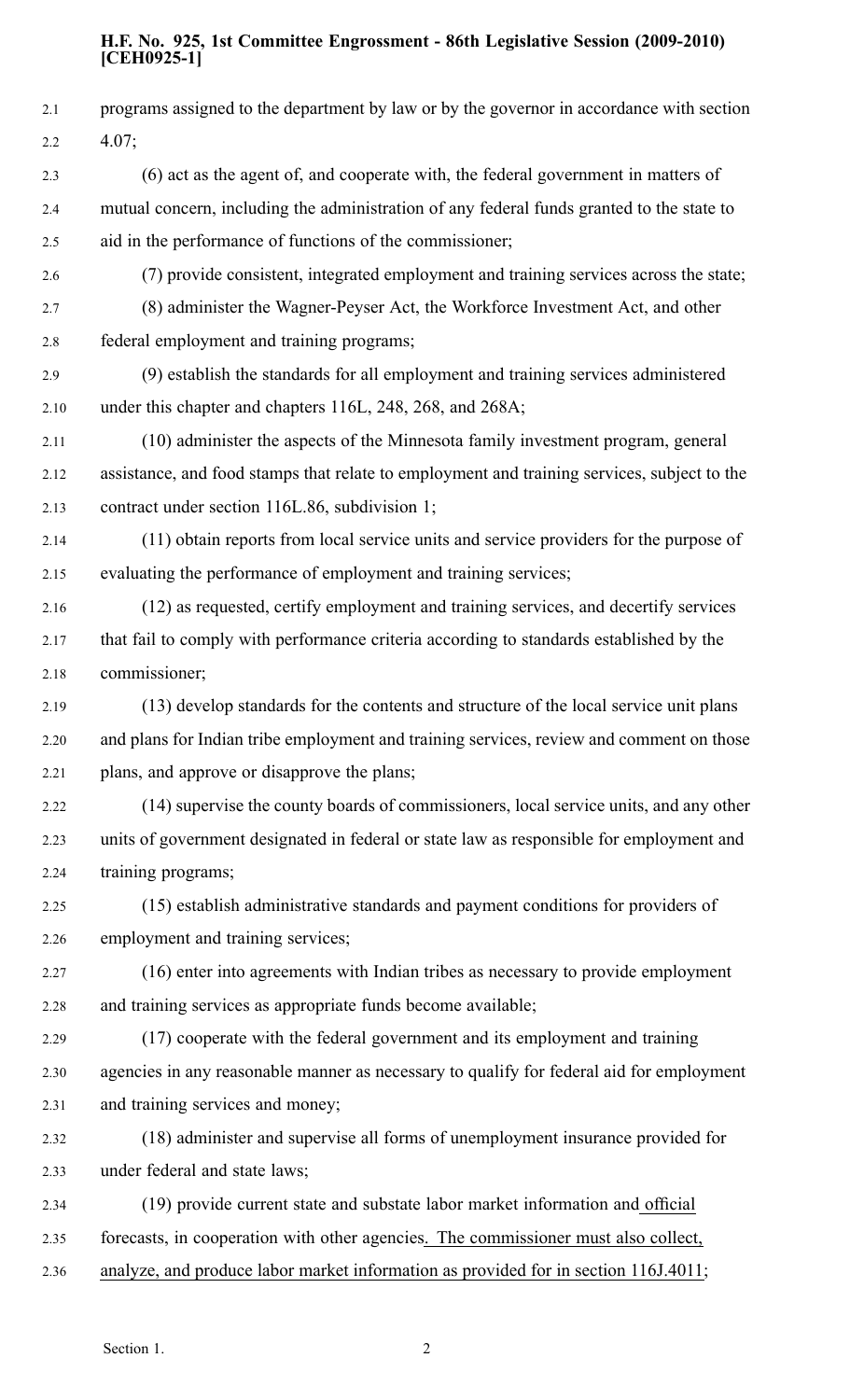programs assigned to the department by law or by the governor in accordance with section 4.07;

(6) act as the agent of, and cooperate with, the federal government in matters of mutual concern, including the administration of any federal funds granted to the state to aid in the performance of functions of the commissioner;

(7) provide consistent, integrated employment and training services across the state;

(8) administer the Wagner-Peyser Act, the Workforce Investment Act, and other federal employment and training programs;

(9) establish the standards for all employment and training services administered under this chapter and chapters 116L, 248, 268, and 268A;

(10) administer the aspects of the Minnesota family investment program, general assistance, and food stamps that relate to employment and training services, subject to the contract under section 116L.86, subdivision 1;

(11) obtain reports from local service units and service providers for the purpose of evaluating the performance of employment and training services;

(12) as requested, certify employment and training services, and decertify services that fail to comply with performance criteria according to standards established by the commissioner;

(13) develop standards for the contents and structure of the local service unit plans and plans for Indian tribe employment and training services, review and comment on those plans, and approve or disapprove the plans;

(14) supervise the county boards of commissioners, local service units, and any other units of government designated in federal or state law as responsible for employment and training programs;

(15) establish administrative standards and payment conditions for providers of employment and training services;

(16) enter into agreements with Indian tribes as necessary to provide employment and training services as appropriate funds become available;

(17) cooperate with the federal government and its employment and training agencies in any reasonable manner as necessary to qualify for federal aid for employment and training services and money;

(18) administer and supervise all forms of unemployment insurance provided for under federal and state laws;

(19) provide current state and substate labor market information and official forecasts, in cooperation with other agencies. The commissioner must also collect, analyze, and produce labor market information as provided for in section 116J.4011;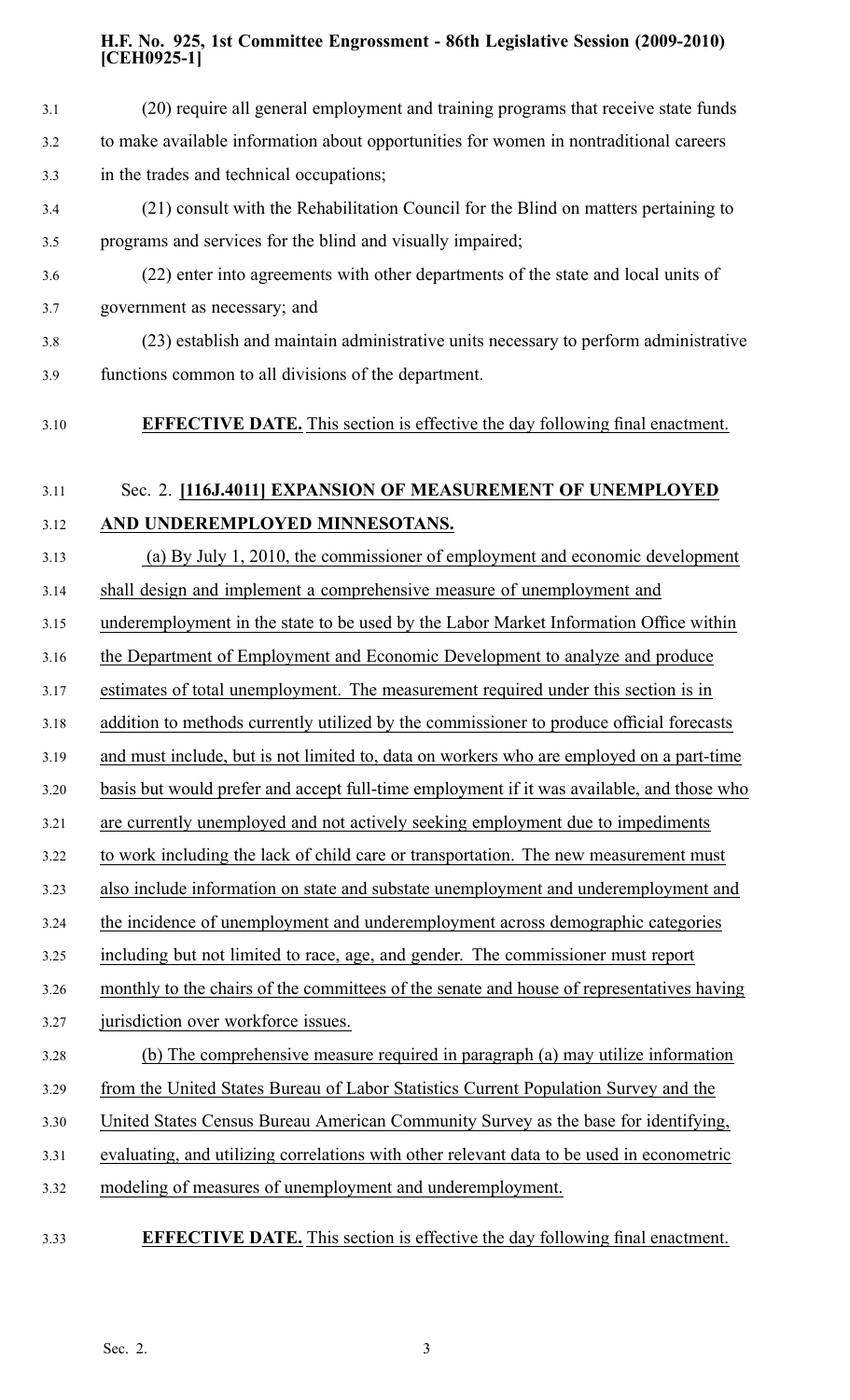(20) require all general employment and training programs that receive state funds to make available information about opportunities for women in nontraditional careers in the trades and technical occupations;

(21) consult with the Rehabilitation Council for the Blind on matters pertaining to programs and services for the blind and visually impaired;

(22) enter into agreements with other departments of the state and local units of government as necessary; and

(23) establish and maintain administrative units necessary to perform administrative functions common to all divisions of the department.

**EFFECTIVE DATE.** This section is effective the day following final enactment.

Sec. 2. **[116J.4011] EXPANSION OF MEASUREMENT OF UNEMPLOYED AND UNDEREMPLOYED MINNESOTANS.**

(a) By July 1, 2010, the commissioner of employment and economic development shall design and implement a comprehensive measure of unemployment and underemployment in the state to be used by the Labor Market Information Office within the Department of Employment and Economic Development to analyze and produce estimates of total unemployment. The measurement required under this section is in addition to methods currently utilized by the commissioner to produce official forecasts and must include, but is not limited to, data on workers who are employed on a part-time basis but would prefer and accept full-time employment if it was available, and those who are currently unemployed and not actively seeking employment due to impediments to work including the lack of child care or transportation. The new measurement must also include information on state and substate unemployment and underemployment and the incidence of unemployment and underemployment across demographic categories including but not limited to race, age, and gender. The commissioner must report monthly to the chairs of the committees of the senate and house of representatives having jurisdiction over workforce issues.

(b) The comprehensive measure required in paragraph (a) may utilize information from the United States Bureau of Labor Statistics Current Population Survey and the United States Census Bureau American Community Survey as the base for identifying, evaluating, and utilizing correlations with other relevant data to be used in econometric modeling of measures of unemployment and underemployment.

**EFFECTIVE DATE.** This section is effective the day following final enactment.